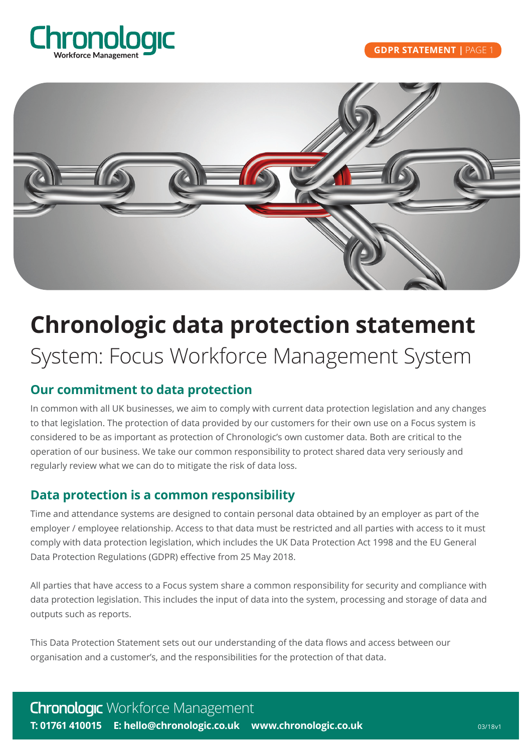# Chronologic data protection statement

System: Focus Workforce Management System

## Our commitment to data protection

In common with all UK businesses, we aim to comply with current data protection legislation and any changes to that legislation. The protection of data provided by our customers for their own use on a Focus system is considered to be as important as protection of Chronologic's own customer data. Both are critical to the operation of our business. We take our common responsibility to protect shared data very seriously and regularly review what we can do to mitigate the risk of data loss.

## Data protection is a common responsibility

Time and attendance systems are designed to contain personal data obtained by an employer as part of the employer / employee relationship. Access to that data must be restricted and all parties with access to it must comply with data protection legislation, which includes the UK Data Protection Act 1998 and the EU General Data Protection Regulations (GDPR) effective from 25 May 2018.

All parties that have access to a Focus system share a common responsibility for security and compliance with data protection legislation. This includes the input of data into the system, processing and storage of data and outputs such as reports.

This Data Protection Statement sets out our understanding of the data flows and access between our organisation and a customer's, and the responsibilities for the protection of that data.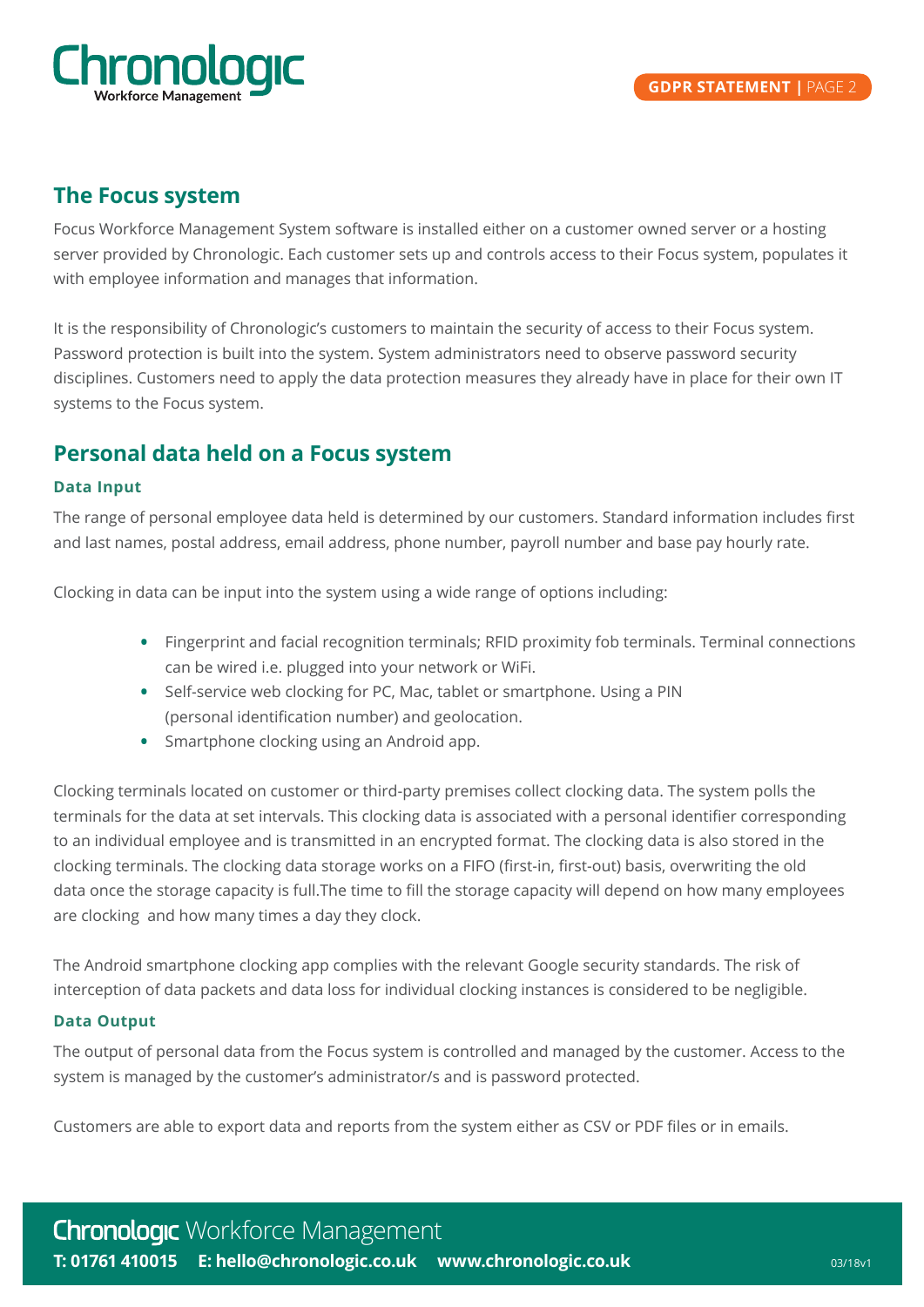## The Focus system

Focus Workforce Management System software is installed either on a customer owned server or a hosting server provided by Chronologic. Each customer sets up and controls access to their Focus system, populates it with employee information and manages that information.

It is the responsibility of Chronologic's customers to maintain the security of access to their Focus system. Password protection is built into the system. System administrators need to observe password security disciplines. Customers need to apply the data protection measures they already have in place for their own IT systems to the Focus system.

## Personal data held on a Focus system

### Data Input

The range of personal employee data held is determined by our customers. Standard information includes first and last names, postal address, email address, phone number, payroll number and base pay hourly rate.

Clocking in data can be input into the system using a wide range of options including:

- Fingerprint and facial recognition terminals; RFID proximity fob terminals. Terminal connections can be wired i.e. plugged into your network or WiFi.
- Self-service web clocking for PC, Mac, tablet or smartphone. Using a PIN (personal identification number) and geolocation.
- Smartphone clocking using an Android app.

Clocking terminals located on customer or third-party premises collect clocking data. The system polls the terminals for the data at set intervals. This clocking data is associated with a personal identifier corresponding to an individual employee and is transmitted in an encrypted format. The clocking data is also stored in the clocking terminals. The clocking data storage works on a FIFO (first-in, first-out) basis, overwriting the old data once the storage capacity is full.The time to fill the storage capacity will depend on how many employees are clocking and how many times a day they clock.

The Android smartphone clocking app complies with the relevant Google security standards. The risk of interception of data packets and data loss for individual clocking instances is considered to be negligible.

### Data Output

The output of personal data from the Focus system is controlled and managed by the customer. Access to the system is managed by the customer's administrator/s and is password protected.

Customers are able to export data and reports from the system either as CSV or PDF files or in emails.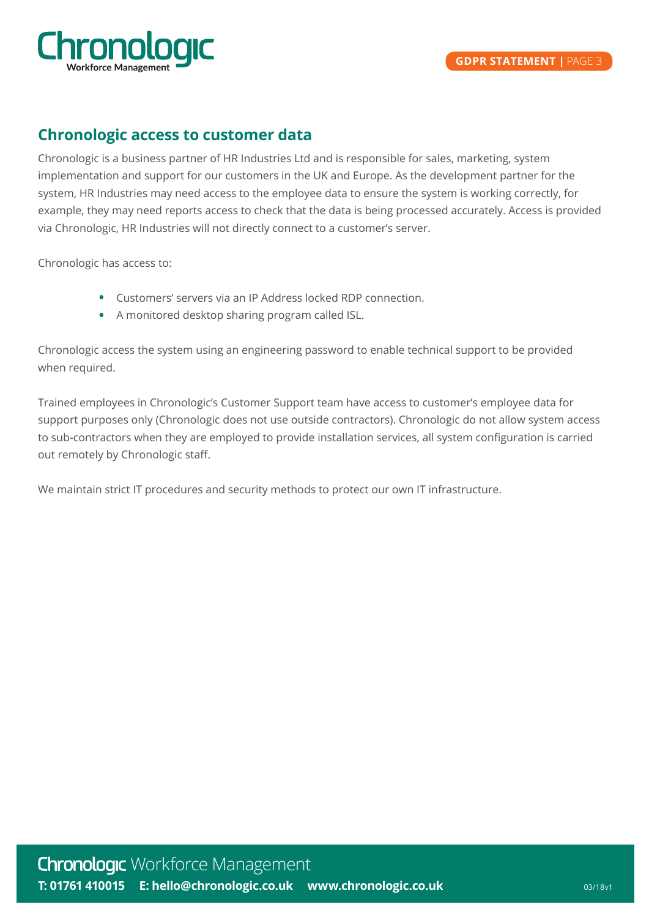## Chronologic access to customer data

Chronologic is a business partner of HR Industries Ltd and is responsible for sales, marketing, system implementation and support for our customers in the UK and Europe. As the development partner for the system, HR Industries may need access to the employee data to ensure the system is working correctly, for example, they may need reports access to check that the data is being processed accurately. Access is provided via Chronologic, HR Industries will not directly connect to a customer's server.

Chronologic has access to:

- Customers' servers via an IP Address locked RDP connection.
- A monitored desktop sharing program called ISL.

Chronologic access the system using an engineering password to enable technical support to be provided when required.

Trained employees in Chronologic's Customer Support team have access to customer's employee data for support purposes only (Chronologic does not use outside contractors). Chronologic do not allow system access to sub-contractors when they are employed to provide installation services, all system configuration is carried out remotely by Chronologic staff.

We maintain strict IT procedures and security methods to protect our own IT infrastructure.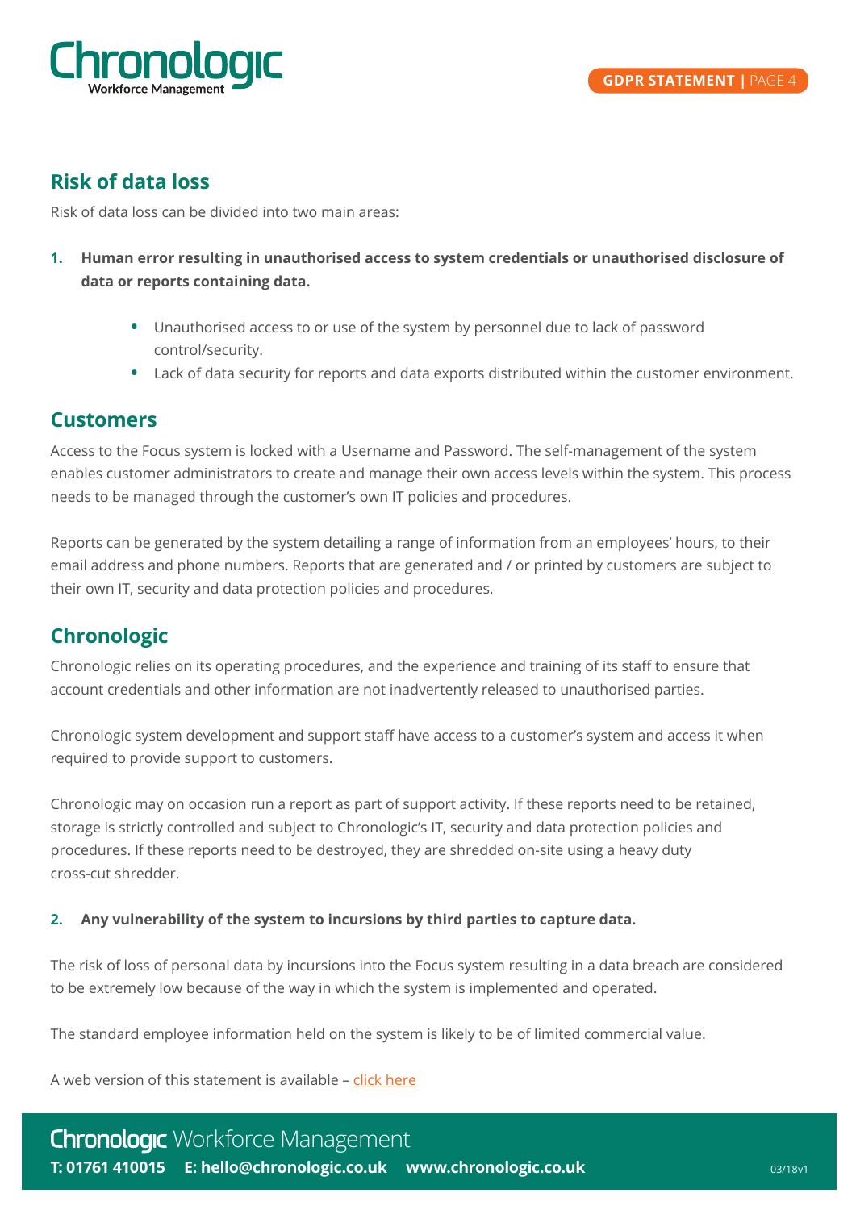## Risk of data loss

Risk of data loss can be divided into two main areas:

1. **Human error resulting in unauthorised access to system credentials or unauthorised disclosure of data or reports containing data.**

    - Unauthorised access to or use of the system by personnel due to lack of password control/security.
    - Lack of data security for reports and data exports distributed within the customer environment.

## Customers

Access to the Focus system is locked with a Username and Password. The self-management of the system enables customer administrators to create and manage their own access levels within the system. This process needs to be managed through the customer's own IT policies and procedures.

Reports can be generated by the system detailing a range of information from an employees' hours, to their email address and phone numbers. Reports that are generated and / or printed by customers are subject to their own IT, security and data protection policies and procedures.

## Chronologic

Chronologic relies on its operating procedures, and the experience and training of its staff to ensure that account credentials and other information are not inadvertently released to unauthorised parties.

Chronologic system development and support staff have access to a customer's system and access it when required to provide support to customers.

Chronologic may on occasion run a report as part of support activity. If these reports need to be retained, storage is strictly controlled and subject to Chronologic's IT, security and data protection policies and procedures. If these reports need to be destroyed, they are shredded on-site using a heavy duty cross-cut shredder.

2. **Any vulnerability of the system to incursions by third parties to capture data.**

The risk of loss of personal data by incursions into the Focus system resulting in a data breach are considered to be extremely low because of the way in which the system is implemented and operated.

The standard employee information held on the system is likely to be of limited commercial value.

A web version of this statement is available – click here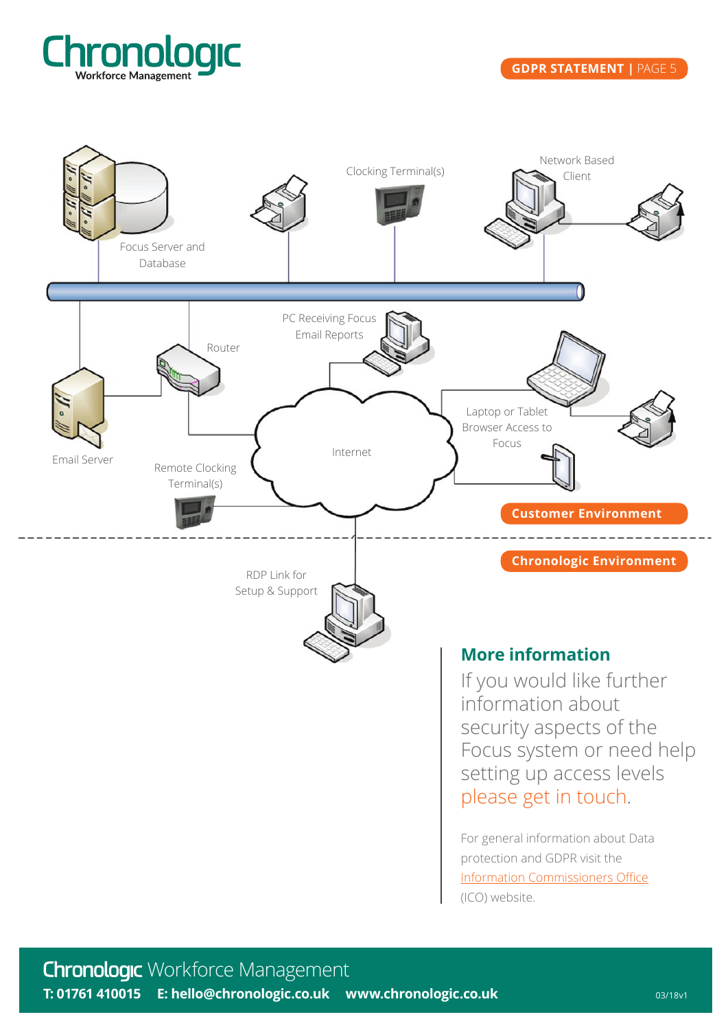Focus Server and Database

Clocking Terminal(s)

Network Based Client

PC Receiving Focus Email Reports

Router

Email Server

Remote Clocking Terminal(s)

Internet

Laptop or Tablet Browser Access to Focus

Customer Environment

Chronologic Environment

RDP Link for Setup & Support

## More information

If you would like further information about security aspects of the Focus system or need help setting up access levels please get in touch.

For general information about Data protection and GDPR visit the Information Commissioners Office (ICO) website.

Chronologic Workforce Management

T: 01761 410015  E: hello@chronologic.co.uk  www.chronologic.co.uk

03/18v1